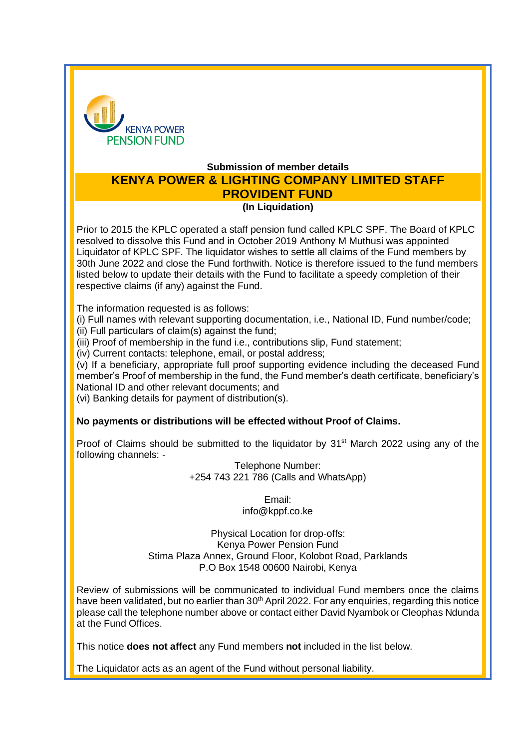KENYA POWER PENSION FUND

**Submission of member details**

## KENYA POWER & LIGHTING COMPANY LIMITED STAFF PROVIDENT FUND

**(In Liquidation)**

Prior to 2015 the KPLC operated a staff pension fund called KPLC SPF. The Board of KPLC resolved to dissolve this Fund and in October 2019 Anthony M Muthusi was appointed Liquidator of KPLC SPF. The liquidator wishes to settle all claims of the Fund members by 30th June 2022 and close the Fund forthwith. Notice is therefore issued to the fund members listed below to update their details with the Fund to facilitate a speedy completion of their respective claims (if any) against the Fund.

The information requested is as follows:

(i) Full names with relevant supporting documentation, i.e., National ID, Fund number/code;
(ii) Full particulars of claim(s) against the fund;
(iii) Proof of membership in the fund i.e., contributions slip, Fund statement;
(iv) Current contacts: telephone, email, or postal address;
(v) If a beneficiary, appropriate full proof supporting evidence including the deceased Fund member's Proof of membership in the fund, the Fund member's death certificate, beneficiary's National ID and other relevant documents; and
(vi) Banking details for payment of distribution(s).

**No payments or distributions will be effected without Proof of Claims.**

Proof of Claims should be submitted to the liquidator by 31st March 2022 using any of the following channels: -

Telephone Number:
+254 743 221 786 (Calls and WhatsApp)

Email:
info@kppf.co.ke

Physical Location for drop-offs:
Kenya Power Pension Fund
Stima Plaza Annex, Ground Floor, Kolobot Road, Parklands
P.O Box 1548 00600 Nairobi, Kenya

Review of submissions will be communicated to individual Fund members once the claims have been validated, but no earlier than 30th April 2022. For any enquiries, regarding this notice please call the telephone number above or contact either David Nyambok or Cleophas Ndunda at the Fund Offices.

This notice **does not affect** any Fund members **not** included in the list below.

The Liquidator acts as an agent of the Fund without personal liability.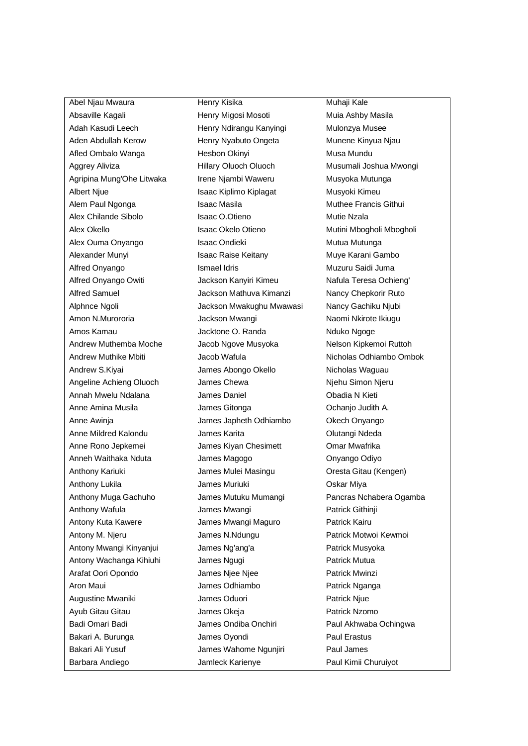| | | |
|---|---|---|
| Abel Njau Mwaura | Henry Kisika | Muhaji Kale |
| Absaville Kagali | Henry Migosi Mosoti | Muia Ashby Masila |
| Adah Kasudi Leech | Henry Ndirangu Kanyingi | Mulonzya Musee |
| Aden Abdullah Kerow | Henry Nyabuto Ongeta | Munene Kinyua Njau |
| Afled Ombalo Wanga | Hesbon Okinyi | Musa Mundu |
| Aggrey Aliviza | Hillary Oluoch Oluoch | Musumali Joshua Mwongi |
| Agripina Mung'Ohe Litwaka | Irene Njambi Waweru | Musyoka Mutunga |
| Albert Njue | Isaac Kiplimo Kiplagat | Musyoki Kimeu |
| Alem Paul Ngonga | Isaac Masila | Muthee Francis Githui |
| Alex Chilande Sibolo | Isaac O.Otieno | Mutie Nzala |
| Alex Okello | Isaac Okelo Otieno | Mutini Mbogholi Mbogholi |
| Alex Ouma Onyango | Isaac Ondieki | Mutua Mutunga |
| Alexander Munyi | Isaac Raise Keitany | Muye Karani Gambo |
| Alfred Onyango | Ismael Idris | Muzuru Saidi Juma |
| Alfred Onyango Owiti | Jackson Kanyiri Kimeu | Nafula Teresa Ochieng' |
| Alfred Samuel | Jackson Mathuva Kimanzi | Nancy Chepkorir Ruto |
| Alphnce Ngoli | Jackson Mwakughu Mwawasi | Nancy Gachiku Njubi |
| Amon N.Murororia | Jackson Mwangi | Naomi Nkirote Ikiugu |
| Amos Kamau | Jacktone O. Randa | Nduko Ngoge |
| Andrew Muthemba Moche | Jacob Ngove Musyoka | Nelson Kipkemoi Ruttoh |
| Andrew Muthike Mbiti | Jacob Wafula | Nicholas Odhiambo Ombok |
| Andrew S.Kiyai | James Abongo Okello | Nicholas Waguau |
| Angeline Achieng Oluoch | James Chewa | Njehu Simon Njeru |
| Annah Mwelu Ndalana | James Daniel | Obadia N Kieti |
| Anne Amina Musila | James Gitonga | Ochanjo Judith A. |
| Anne Awinja | James Japheth Odhiambo | Okech Onyango |
| Anne Mildred Kalondu | James Karita | Olutangi Ndeda |
| Anne Rono Jepkemei | James Kiyan Chesimett | Omar Mwafrika |
| Anneh Waithaka Nduta | James Magogo | Onyango Odiyo |
| Anthony Kariuki | James Mulei Masingu | Oresta Gitau (Kengen) |
| Anthony Lukila | James Muriuki | Oskar Miya |
| Anthony Muga Gachuho | James Mutuku Mumangi | Pancras Nchabera Ogamba |
| Anthony Wafula | James Mwangi | Patrick Githinji |
| Antony Kuta Kawere | James Mwangi Maguro | Patrick Kairu |
| Antony M. Njeru | James N.Ndungu | Patrick Motwoi Kewmoi |
| Antony Mwangi Kinyanjui | James Ng'ang'a | Patrick Musyoka |
| Antony Wachanga Kihiuhi | James Ngugi | Patrick Mutua |
| Arafat Oori Opondo | James Njee Njee | Patrick Mwinzi |
| Aron Maui | James Odhiambo | Patrick Nganga |
| Augustine Mwaniki | James Oduori | Patrick Njue |
| Ayub Gitau Gitau | James Okeja | Patrick Nzomo |
| Badi Omari Badi | James Ondiba Onchiri | Paul Akhwaba Ochingwa |
| Bakari A. Burunga | James Oyondi | Paul Erastus |
| Bakari Ali Yusuf | James Wahome Ngunjiri | Paul James |
| Barbara Andiego | Jamleck Karienye | Paul Kimii Churuiyot |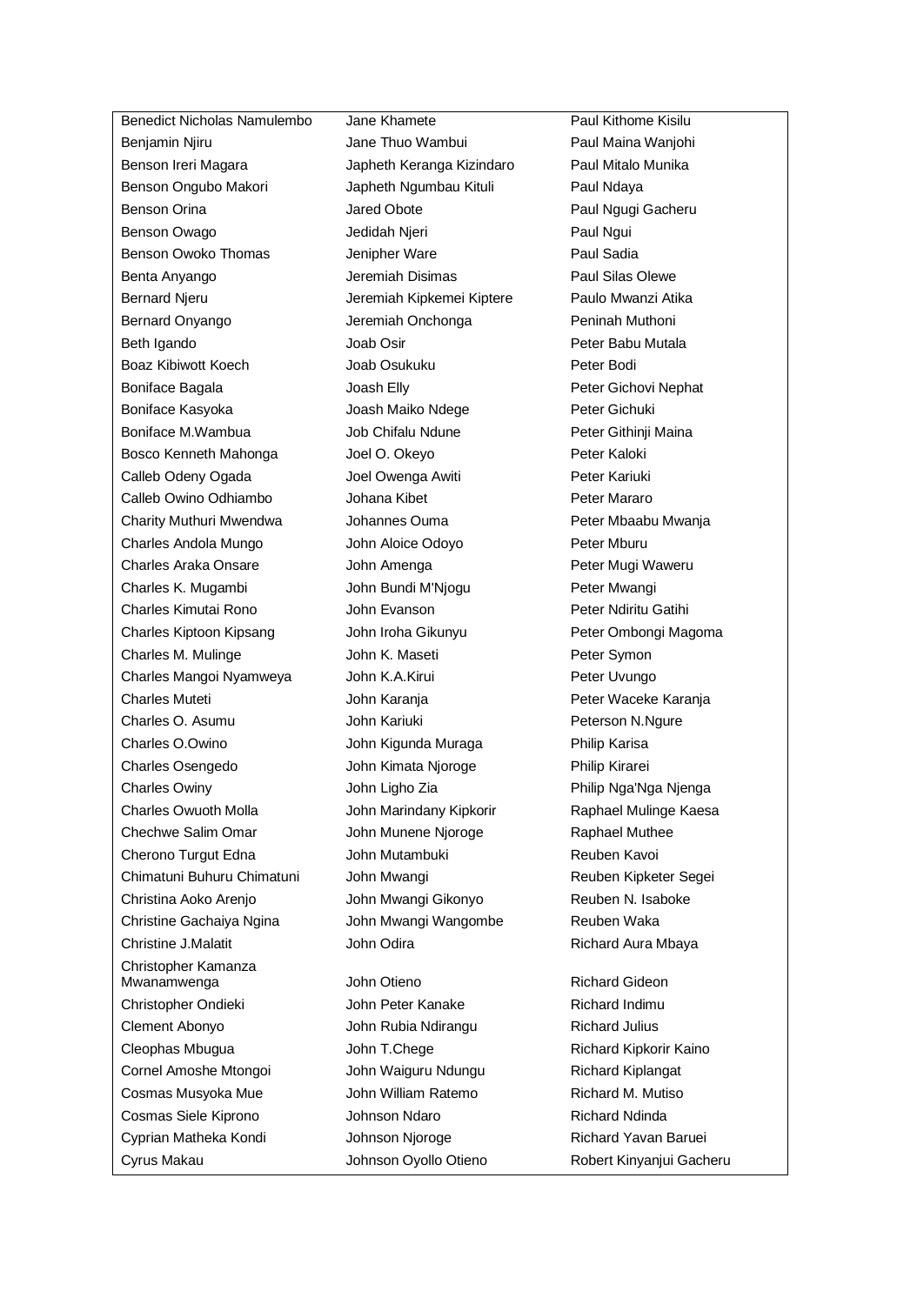| | | |
|---|---|---|
| Benedict Nicholas Namulembo | Jane Khamete | Paul Kithome Kisilu |
| Benjamin Njiru | Jane Thuo Wambui | Paul Maina Wanjohi |
| Benson Ireri Magara | Japheth Keranga Kizindaro | Paul Mitalo Munika |
| Benson Ongubo Makori | Japheth Ngumbau Kituli | Paul Ndaya |
| Benson Orina | Jared Obote | Paul Ngugi Gacheru |
| Benson Owago | Jedidah Njeri | Paul Ngui |
| Benson Owoko Thomas | Jenipher Ware | Paul Sadia |
| Benta Anyango | Jeremiah Disimas | Paul Silas Olewe |
| Bernard Njeru | Jeremiah Kipkemei Kiptere | Paulo Mwanzi Atika |
| Bernard Onyango | Jeremiah Onchonga | Peninah Muthoni |
| Beth Igando | Joab Osir | Peter Babu Mutala |
| Boaz Kibiwott Koech | Joab Osukuku | Peter Bodi |
| Boniface Bagala | Joash Elly | Peter Gichovi Nephat |
| Boniface Kasyoka | Joash Maiko Ndege | Peter Gichuki |
| Boniface M.Wambua | Job Chifalu Ndune | Peter Githinji Maina |
| Bosco Kenneth Mahonga | Joel O. Okeyo | Peter Kaloki |
| Calleb Odeny Ogada | Joel Owenga Awiti | Peter Kariuki |
| Calleb Owino Odhiambo | Johana Kibet | Peter Mararo |
| Charity Muthuri Mwendwa | Johannes Ouma | Peter Mbaabu Mwanja |
| Charles Andola Mungo | John Aloice Odoyo | Peter Mburu |
| Charles Araka Onsare | John Amenga | Peter Mugi Waweru |
| Charles K. Mugambi | John Bundi M'Njogu | Peter Mwangi |
| Charles Kimutai Rono | John Evanson | Peter Ndiritu Gatihi |
| Charles Kiptoon Kipsang | John Iroha Gikunyu | Peter Ombongi Magoma |
| Charles M. Mulinge | John K. Maseti | Peter Symon |
| Charles Mangoi Nyamweya | John K.A.Kirui | Peter Uvungo |
| Charles Muteti | John Karanja | Peter Waceke Karanja |
| Charles O. Asumu | John Kariuki | Peterson N.Ngure |
| Charles O.Owino | John Kigunda Muraga | Philip Karisa |
| Charles Osengedo | John Kimata Njoroge | Philip Kirarei |
| Charles Owiny | John Ligho Zia | Philip Nga'Nga Njenga |
| Charles Owuoth Molla | John Marindany Kipkorir | Raphael Mulinge Kaesa |
| Chechwe Salim Omar | John Munene Njoroge | Raphael Muthee |
| Cherono Turgut Edna | John Mutambuki | Reuben Kavoi |
| Chimatuni Buhuru Chimatuni | John Mwangi | Reuben Kipketer Segei |
| Christina Aoko Arenjo | John Mwangi Gikonyo | Reuben N. Isaboke |
| Christine Gachaiya Ngina | John Mwangi Wangombe | Reuben Waka |
| Christine J.Malatit | John Odira | Richard Aura Mbaya |
| Christopher Kamanza Mwanamwenga | John Otieno | Richard Gideon |
| Christopher Ondieki | John Peter Kanake | Richard Indimu |
| Clement Abonyo | John Rubia Ndirangu | Richard Julius |
| Cleophas Mbugua | John T.Chege | Richard Kipkorir Kaino |
| Cornel Amoshe Mtongoi | John Waiguru Ndungu | Richard Kiplangat |
| Cosmas Musyoka Mue | John William Ratemo | Richard M. Mutiso |
| Cosmas Siele Kiprono | Johnson Ndaro | Richard Ndinda |
| Cyprian Matheka Kondi | Johnson Njoroge | Richard Yavan Baruei |
| Cyrus Makau | Johnson Oyollo Otieno | Robert Kinyanjui Gacheru |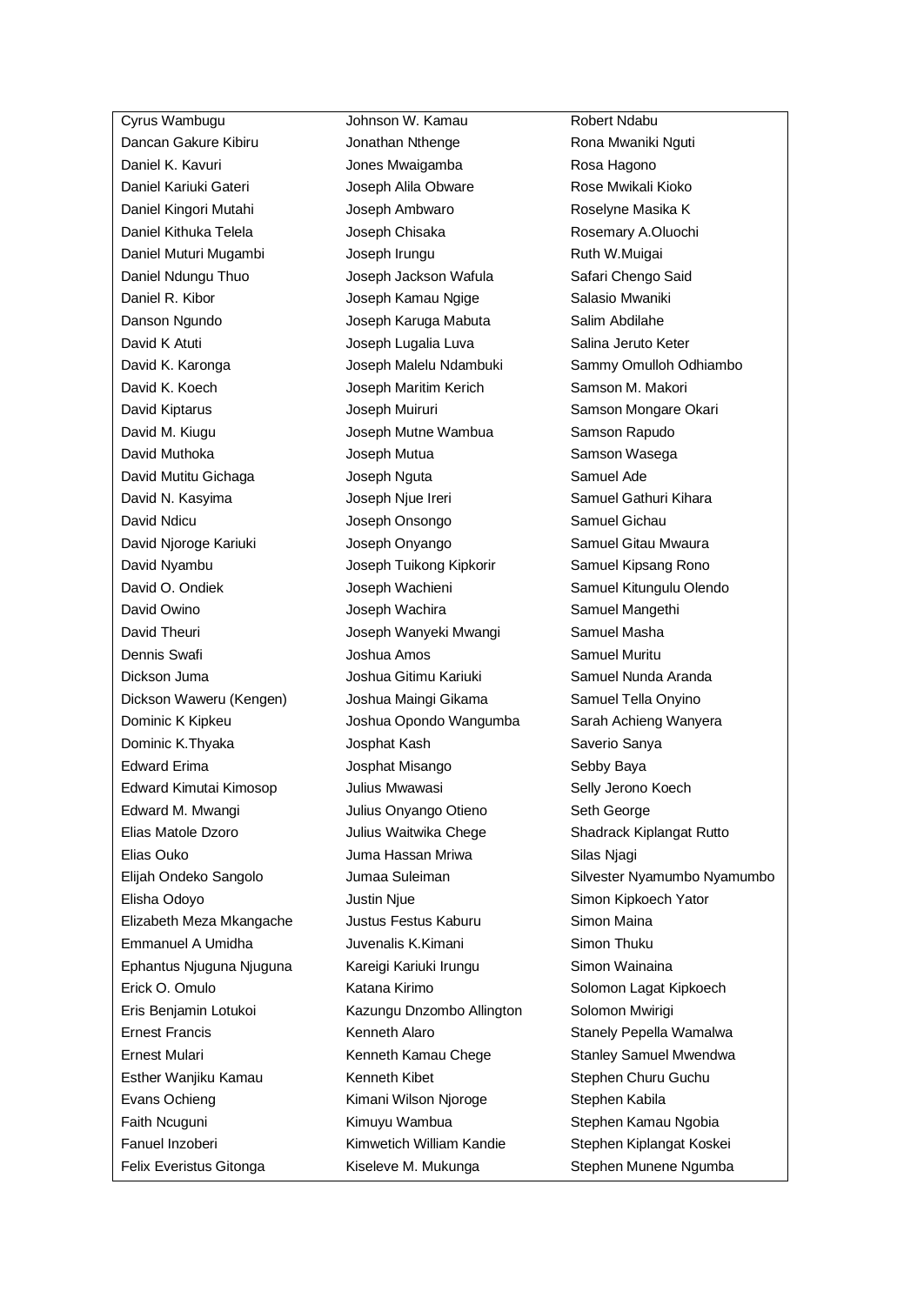| | | |
|---|---|---|
| Cyrus Wambugu | Johnson W. Kamau | Robert Ndabu |
| Dancan Gakure Kibiru | Jonathan Nthenge | Rona Mwaniki Nguti |
| Daniel K. Kavuri | Jones Mwaigamba | Rosa Hagono |
| Daniel Kariuki Gateri | Joseph Alila Obware | Rose Mwikali Kioko |
| Daniel Kingori Mutahi | Joseph Ambwaro | Roselyne Masika K |
| Daniel Kithuka Telela | Joseph Chisaka | Rosemary A.Oluochi |
| Daniel Muturi Mugambi | Joseph Irungu | Ruth W.Muigai |
| Daniel Ndungu Thuo | Joseph Jackson Wafula | Safari Chengo Said |
| Daniel R. Kibor | Joseph Kamau Ngige | Salasio Mwaniki |
| Danson Ngundo | Joseph Karuga Mabuta | Salim Abdilahe |
| David K Atuti | Joseph Lugalia Luva | Salina Jeruto Keter |
| David K. Karonga | Joseph Malelu Ndambuki | Sammy Omulloh Odhiambo |
| David K. Koech | Joseph Maritim Kerich | Samson M. Makori |
| David Kiptarus | Joseph Muiruri | Samson Mongare Okari |
| David M. Kiugu | Joseph Mutne Wambua | Samson Rapudo |
| David Muthoka | Joseph Mutua | Samson Wasega |
| David Mutitu Gichaga | Joseph Nguta | Samuel Ade |
| David N. Kasyima | Joseph Njue Ireri | Samuel Gathuri Kihara |
| David Ndicu | Joseph Onsongo | Samuel Gichau |
| David Njoroge Kariuki | Joseph Onyango | Samuel Gitau Mwaura |
| David Nyambu | Joseph Tuikong Kipkorir | Samuel Kipsang Rono |
| David O. Ondiek | Joseph Wachieni | Samuel Kitungulu Olendo |
| David Owino | Joseph Wachira | Samuel Mangethi |
| David Theuri | Joseph Wanyeki Mwangi | Samuel Masha |
| Dennis Swafi | Joshua Amos | Samuel Muritu |
| Dickson Juma | Joshua Gitimu Kariuki | Samuel Nunda Aranda |
| Dickson Waweru (Kengen) | Joshua Maingi Gikama | Samuel Tella Onyino |
| Dominic K Kipkeu | Joshua Opondo Wangumba | Sarah Achieng Wanyera |
| Dominic K.Thyaka | Josphat Kash | Saverio Sanya |
| Edward Erima | Josphat Misango | Sebby Baya |
| Edward Kimutai Kimosop | Julius Mwawasi | Selly Jerono Koech |
| Edward M. Mwangi | Julius Onyango Otieno | Seth George |
| Elias Matole Dzoro | Julius Waitwika Chege | Shadrack Kiplangat Rutto |
| Elias Ouko | Juma Hassan Mriwa | Silas Njagi |
| Elijah Ondeko Sangolo | Jumaa Suleiman | Silvester Nyamumbo Nyamumbo |
| Elisha Odoyo | Justin Njue | Simon Kipkoech Yator |
| Elizabeth Meza Mkangache | Justus Festus Kaburu | Simon Maina |
| Emmanuel A Umidha | Juvenalis K.Kimani | Simon Thuku |
| Ephantus Njuguna Njuguna | Kareigi Kariuki Irungu | Simon Wainaina |
| Erick O. Omulo | Katana Kirimo | Solomon Lagat Kipkoech |
| Eris Benjamin Lotukoi | Kazungu Dnzombo Allington | Solomon Mwirigi |
| Ernest Francis | Kenneth Alaro | Stanely Pepella Wamalwa |
| Ernest Mulari | Kenneth Kamau Chege | Stanley Samuel Mwendwa |
| Esther Wanjiku Kamau | Kenneth Kibet | Stephen Churu Guchu |
| Evans Ochieng | Kimani Wilson Njoroge | Stephen Kabila |
| Faith Ncuguni | Kimuyu Wambua | Stephen Kamau Ngobia |
| Fanuel Inzoberi | Kimwetich William Kandie | Stephen Kiplangat Koskei |
| Felix Everistus Gitonga | Kiseleve M. Mukunga | Stephen Munene Ngumba |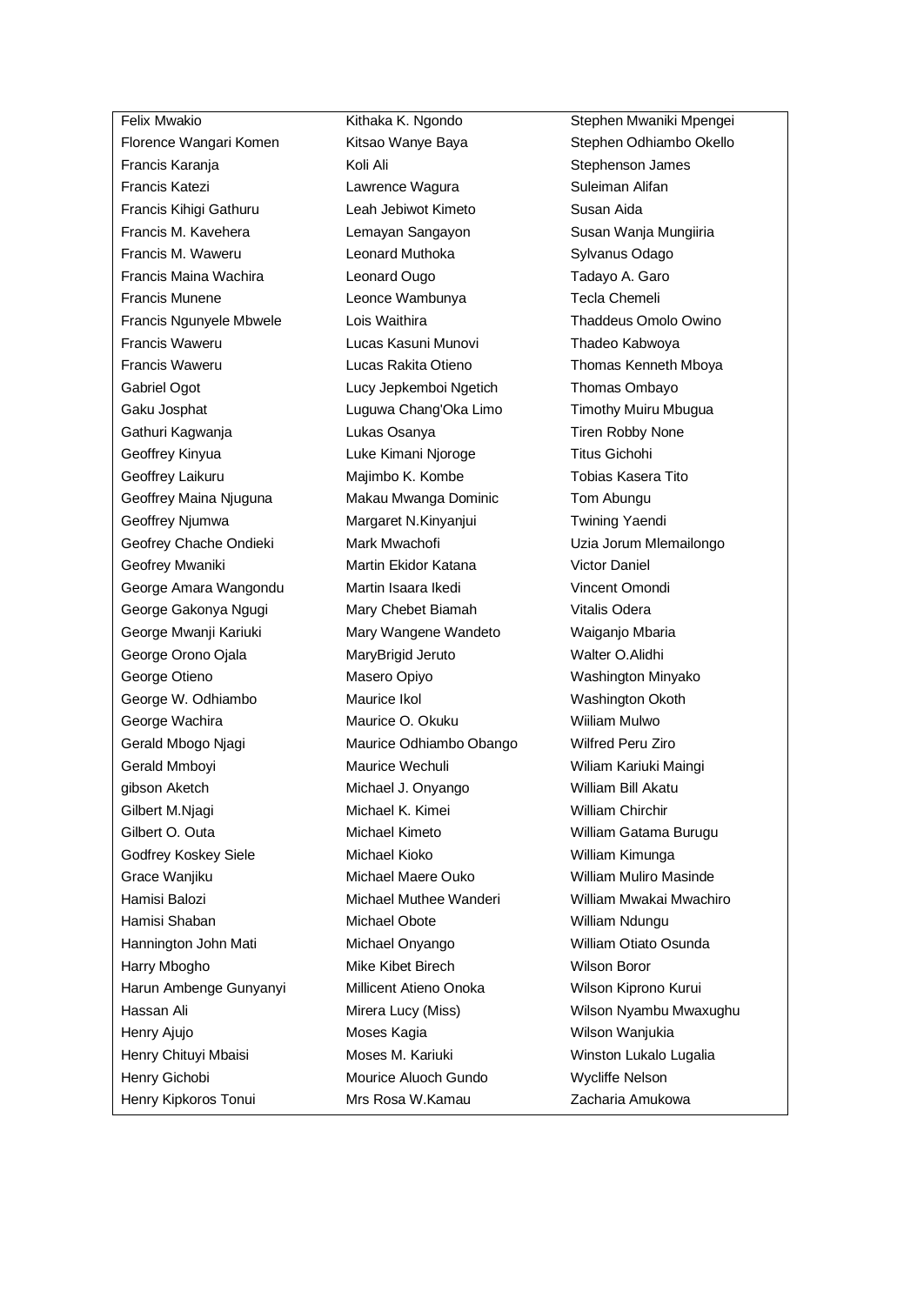| | | |
|---|---|---|
| Felix Mwakio | Kithaka K. Ngondo | Stephen Mwaniki Mpengei |
| Florence Wangari Komen | Kitsao Wanye Baya | Stephen Odhiambo Okello |
| Francis Karanja | Koli Ali | Stephenson James |
| Francis Katezi | Lawrence Wagura | Suleiman Alifan |
| Francis Kihigi Gathuru | Leah Jebiwot Kimeto | Susan Aida |
| Francis M. Kavehera | Lemayan Sangayon | Susan Wanja Mungiiria |
| Francis M. Waweru | Leonard Muthoka | Sylvanus Odago |
| Francis Maina Wachira | Leonard Ougo | Tadayo A. Garo |
| Francis Munene | Leonce Wambunya | Tecla Chemeli |
| Francis Ngunyele Mbwele | Lois Waithira | Thaddeus Omolo Owino |
| Francis Waweru | Lucas Kasuni Munovi | Thadeo Kabwoya |
| Francis Waweru | Lucas Rakita Otieno | Thomas Kenneth Mboya |
| Gabriel Ogot | Lucy Jepkemboi Ngetich | Thomas Ombayo |
| Gaku Josphat | Luguwa Chang'Oka Limo | Timothy Muiru Mbugua |
| Gathuri Kagwanja | Lukas Osanya | Tiren Robby None |
| Geoffrey Kinyua | Luke Kimani Njoroge | Titus Gichohi |
| Geoffrey Laikuru | Majimbo K. Kombe | Tobias Kasera Tito |
| Geoffrey Maina Njuguna | Makau Mwanga Dominic | Tom Abungu |
| Geoffrey Njumwa | Margaret N.Kinyanjui | Twining Yaendi |
| Geofrey Chache Ondieki | Mark Mwachofi | Uzia Jorum Mlemailongo |
| Geofrey Mwaniki | Martin Ekidor Katana | Victor Daniel |
| George Amara Wangondu | Martin Isaara Ikedi | Vincent Omondi |
| George Gakonya Ngugi | Mary Chebet Biamah | Vitalis Odera |
| George Mwanji Kariuki | Mary Wangene Wandeto | Waiganjo Mbaria |
| George Orono Ojala | MaryBrigid Jeruto | Walter O.Alidhi |
| George Otieno | Masero Opiyo | Washington Minyako |
| George W. Odhiambo | Maurice Ikol | Washington Okoth |
| George Wachira | Maurice O. Okuku | Wiiliam Mulwo |
| Gerald Mbogo Njagi | Maurice Odhiambo Obango | Wilfred Peru Ziro |
| Gerald Mmboyi | Maurice Wechuli | Wiliam Kariuki Maingi |
| gibson Aketch | Michael J. Onyango | William Bill Akatu |
| Gilbert M.Njagi | Michael K. Kimei | William Chirchir |
| Gilbert O. Outa | Michael Kimeto | William Gatama Burugu |
| Godfrey Koskey Siele | Michael Kioko | William Kimunga |
| Grace Wanjiku | Michael Maere Ouko | William Muliro Masinde |
| Hamisi Balozi | Michael Muthee Wanderi | William Mwakai Mwachiro |
| Hamisi Shaban | Michael Obote | William Ndungu |
| Hannington John Mati | Michael Onyango | William Otiato Osunda |
| Harry Mbogho | Mike Kibet Birech | Wilson Boror |
| Harun Ambenge Gunyanyi | Millicent Atieno Onoka | Wilson Kiprono Kurui |
| Hassan Ali | Mirera Lucy (Miss) | Wilson Nyambu Mwaxughu |
| Henry Ajujo | Moses Kagia | Wilson Wanjukia |
| Henry Chituyi Mbaisi | Moses M. Kariuki | Winston Lukalo Lugalia |
| Henry Gichobi | Mourice Aluoch Gundo | Wycliffe Nelson |
| Henry Kipkoros Tonui | Mrs Rosa W.Kamau | Zacharia Amukowa |